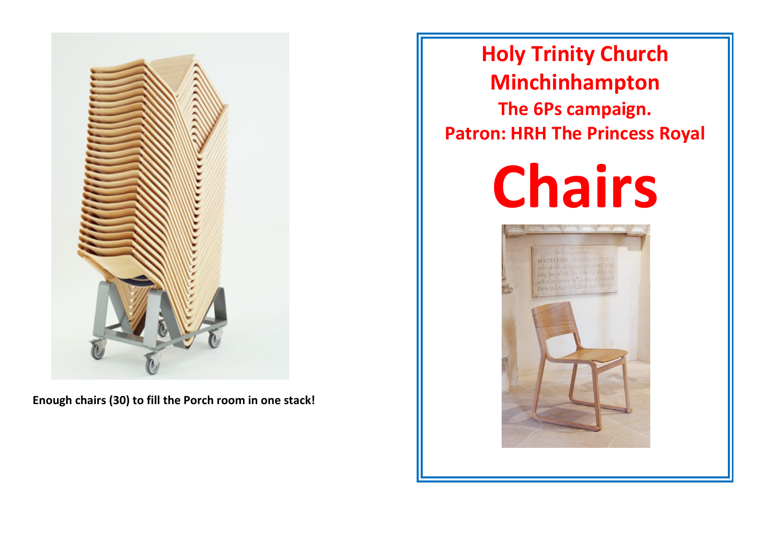Enough chairs (30) to fill the Porch room in one stack!

# Holy Trinity Church Minchinhampton

## The 6Ps campaign.

## Patron: HRH The Princess Royal

# Chairs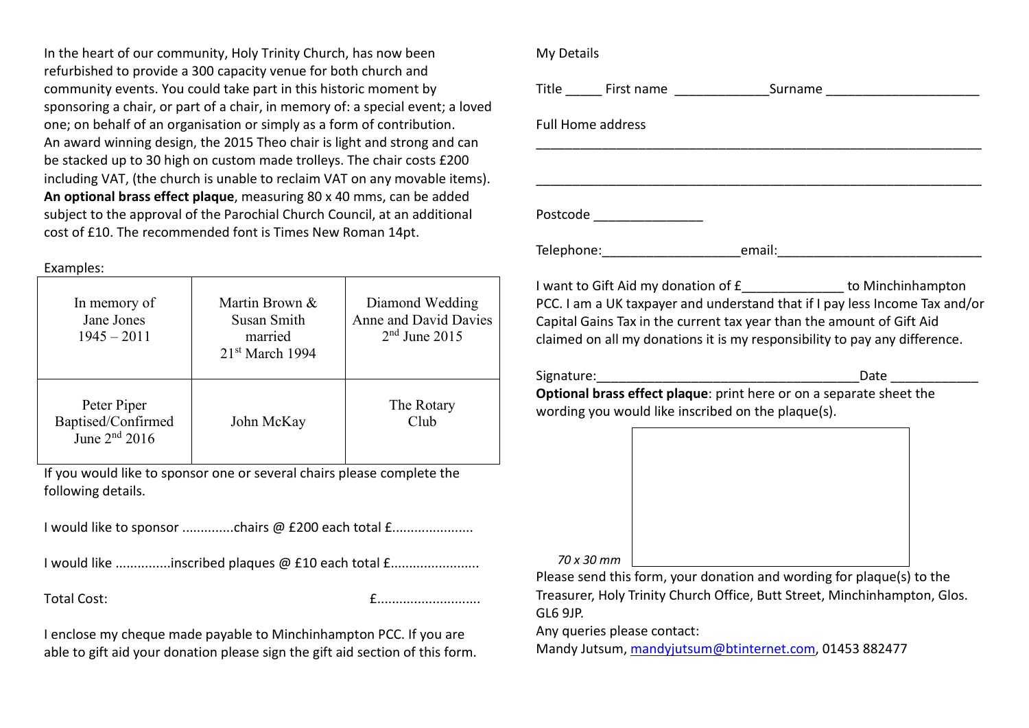In the heart of our community, Holy Trinity Church, has now been refurbished to provide a 300 capacity venue for both church and community events. You could take part in this historic moment by sponsoring a chair, or part of a chair, in memory of: a special event; a loved one; on behalf of an organisation or simply as a form of contribution. An award winning design, the 2015 Theo chair is light and strong and can be stacked up to 30 high on custom made trolleys. The chair costs £200 including VAT, (the church is unable to reclaim VAT on any movable items). **An optional brass effect plaque**, measuring 80 x 40 mms, can be added subject to the approval of the Parochial Church Council, at an additional cost of £10. The recommended font is Times New Roman 14pt.

Examples:

| | | |
|---|---|---|
| In memory of<br>Jane Jones<br>1945 – 2011 | Martin Brown &<br>Susan Smith<br>married<br>21st March 1994 | Diamond Wedding<br>Anne and David Davies<br>2nd June 2015 |
| Peter Piper<br>Baptised/Confirmed<br>June 2nd 2016 | John McKay | The Rotary<br>Club |

If you would like to sponsor one or several chairs please complete the following details.

I would like to sponsor ..............chairs @ £200 each total £......................

I would like ...............inscribed plaques @ £10 each total £........................

Total Cost: £............................

I enclose my cheque made payable to Minchinhampton PCC. If you are able to gift aid your donation please sign the gift aid section of this form.

My Details

Title _____ First name _____________Surname _____________________

Full Home address

_______________________________________________________________

_______________________________________________________________

Postcode _______________

Telephone:___________________email:____________________________

I want to Gift Aid my donation of £______________ to Minchinhampton PCC. I am a UK taxpayer and understand that if I pay less Income Tax and/or Capital Gains Tax in the current tax year than the amount of Gift Aid claimed on all my donations it is my responsibility to pay any difference.

Signature:____________________________________Date ____________

**Optional brass effect plaque**: print here or on a separate sheet the wording you would like inscribed on the plaque(s).

*70 x 30 mm*

Please send this form, your donation and wording for plaque(s) to the Treasurer, Holy Trinity Church Office, Butt Street, Minchinhampton, Glos. GL6 9JP.

Any queries please contact:

Mandy Jutsum, mandyjutsum@btinternet.com, 01453 882477